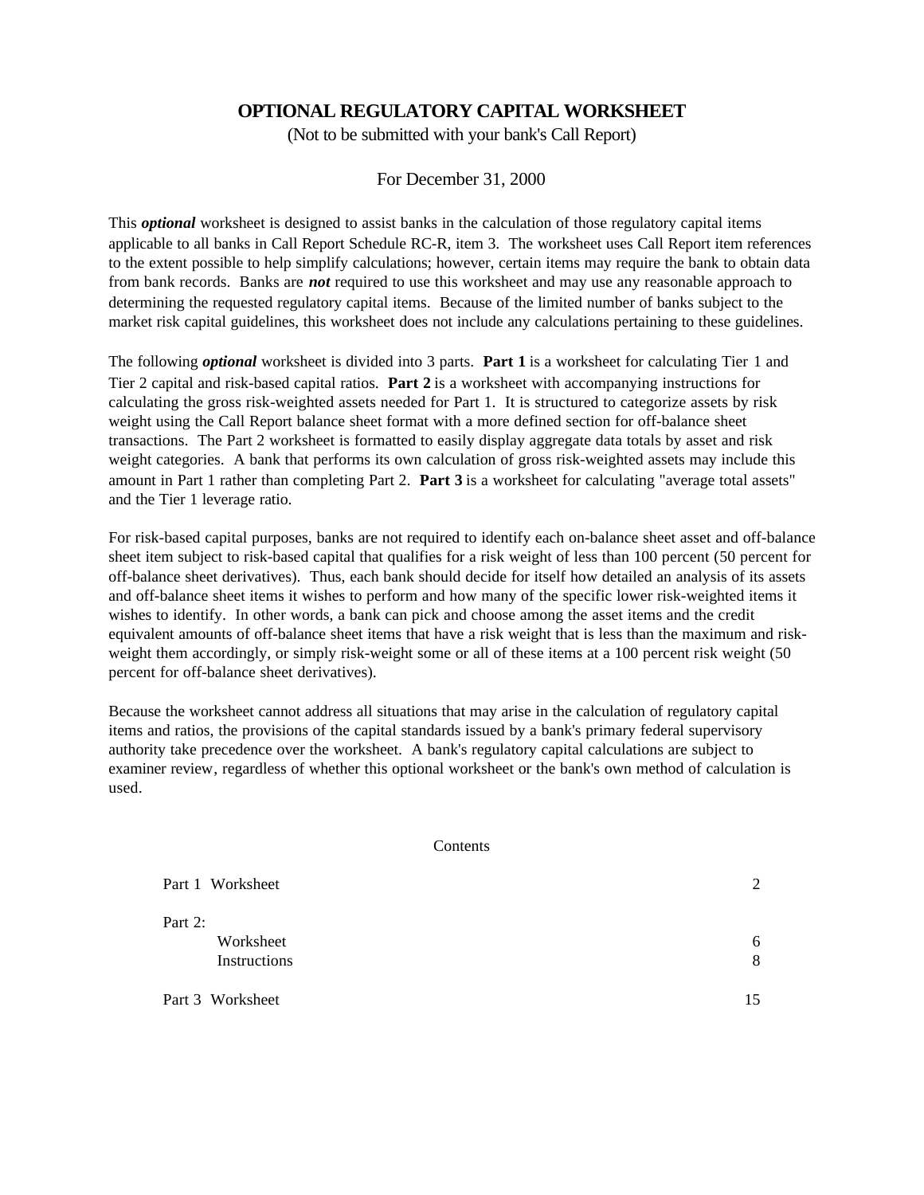# OPTIONAL REGULATORY CAPITAL WORKSHEET

(Not to be submitted with your bank's Call Report)

For December 31, 2000

This ***optional*** worksheet is designed to assist banks in the calculation of those regulatory capital items applicable to all banks in Call Report Schedule RC-R, item 3. The worksheet uses Call Report item references to the extent possible to help simplify calculations; however, certain items may require the bank to obtain data from bank records. Banks are ***not*** required to use this worksheet and may use any reasonable approach to determining the requested regulatory capital items. Because of the limited number of banks subject to the market risk capital guidelines, this worksheet does not include any calculations pertaining to these guidelines.

The following ***optional*** worksheet is divided into 3 parts. **Part 1** is a worksheet for calculating Tier 1 and Tier 2 capital and risk-based capital ratios. **Part 2** is a worksheet with accompanying instructions for calculating the gross risk-weighted assets needed for Part 1. It is structured to categorize assets by risk weight using the Call Report balance sheet format with a more defined section for off-balance sheet transactions. The Part 2 worksheet is formatted to easily display aggregate data totals by asset and risk weight categories. A bank that performs its own calculation of gross risk-weighted assets may include this amount in Part 1 rather than completing Part 2. **Part 3** is a worksheet for calculating "average total assets" and the Tier 1 leverage ratio.

For risk-based capital purposes, banks are not required to identify each on-balance sheet asset and off-balance sheet item subject to risk-based capital that qualifies for a risk weight of less than 100 percent (50 percent for off-balance sheet derivatives). Thus, each bank should decide for itself how detailed an analysis of its assets and off-balance sheet items it wishes to perform and how many of the specific lower risk-weighted items it wishes to identify. In other words, a bank can pick and choose among the asset items and the credit equivalent amounts of off-balance sheet items that have a risk weight that is less than the maximum and risk-weight them accordingly, or simply risk-weight some or all of these items at a 100 percent risk weight (50 percent for off-balance sheet derivatives).

Because the worksheet cannot address all situations that may arise in the calculation of regulatory capital items and ratios, the provisions of the capital standards issued by a bank's primary federal supervisory authority take precedence over the worksheet. A bank's regulatory capital calculations are subject to examiner review, regardless of whether this optional worksheet or the bank's own method of calculation is used.

Contents

| | |
|---|---|
| Part 1 Worksheet | 2 |
| Part 2: | |
| Worksheet | 6 |
| Instructions | 8 |
| Part 3 Worksheet | 15 |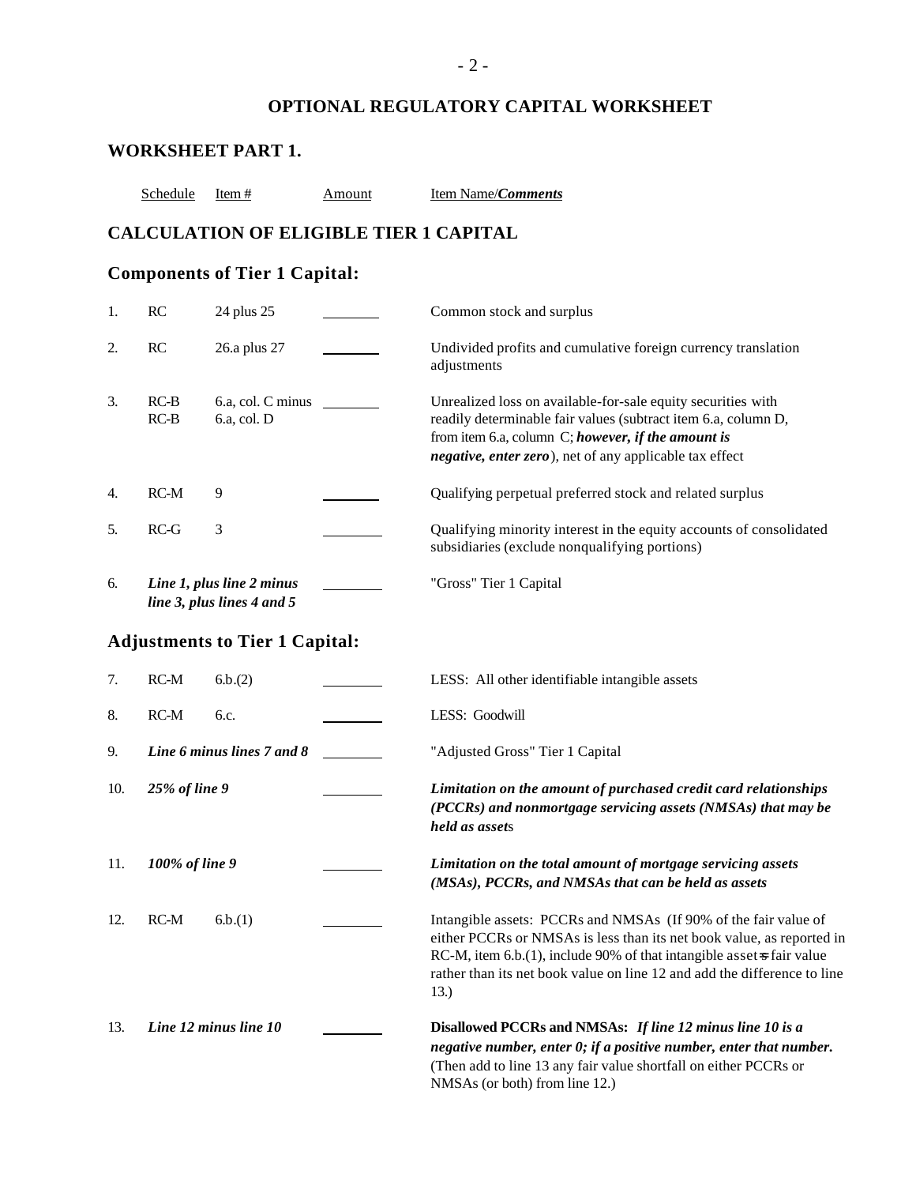# OPTIONAL REGULATORY CAPITAL WORKSHEET

## WORKSHEET PART 1.

## CALCULATION OF ELIGIBLE TIER 1 CAPITAL

### Components of Tier 1 Capital:

| | Schedule | Item # | Amount | Item Name/***Comments*** |
|---|---|---|---|---|
| 1. | RC | 24 plus 25 | ________ | Common stock and surplus |
| 2. | RC | 26.a plus 27 | ________ | Undivided profits and cumulative foreign currency translation adjustments |
| 3. | RC-B<br>RC-B | 6.a, col. C minus<br>6.a, col. D | ________ | Unrealized loss on available-for-sale equity securities with readily determinable fair values (subtract item 6.a, column D, from item 6.a, column C; ***however, if the amount is negative, enter zero***), net of any applicable tax effect |
| 4. | RC-M | 9 | ________ | Qualifying perpetual preferred stock and related surplus |
| 5. | RC-G | 3 | ________ | Qualifying minority interest in the equity accounts of consolidated subsidiaries (exclude nonqualifying portions) |
| 6. | ***Line 1, plus line 2 minus line 3, plus lines 4 and 5*** | | ________ | "Gross" Tier 1 Capital |

### Adjustments to Tier 1 Capital:

| | Schedule | Item # | Amount | Item Name/***Comments*** |
|---|---|---|---|---|
| 7. | RC-M | 6.b.(2) | ________ | LESS: All other identifiable intangible assets |
| 8. | RC-M | 6.c. | ________ | LESS: Goodwill |
| 9. | ***Line 6 minus lines 7 and 8*** | | ________ | "Adjusted Gross" Tier 1 Capital |
| 10. | ***25% of line 9*** | | ________ | ***Limitation on the amount of purchased credit card relationships (PCCRs) and nonmortgage servicing assets (NMSAs) that may be held as assets*** |
| 11. | ***100% of line 9*** | | ________ | ***Limitation on the total amount of mortgage servicing assets (MSAs), PCCRs, and NMSAs that can be held as assets*** |
| 12. | RC-M | 6.b.(1) | ________ | Intangible assets: PCCRs and NMSAs (If 90% of the fair value of either PCCRs or NMSAs is less than its net book value, as reported in RC-M, item 6.b.(1), include 90% of that intangible asset's fair value rather than its net book value on line 12 and add the difference to line 13.) |
| 13. | ***Line 12 minus line 10*** | | ________ | **Disallowed PCCRs and NMSAs:** ***If line 12 minus line 10 is a negative number, enter 0; if a positive number, enter that number.*** (Then add to line 13 any fair value shortfall on either PCCRs or NMSAs (or both) from line 12.) |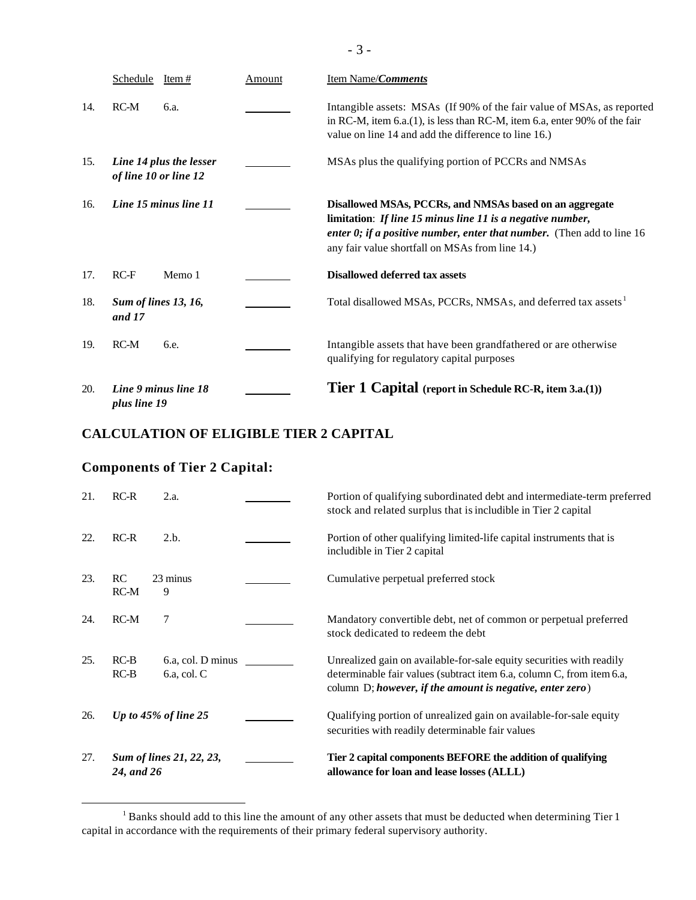| | Schedule | Item # | Amount | Item Name/***Comments*** |
|---|---|---|---|---|
| 14. | RC-M | 6.a. | ________ | Intangible assets: MSAs (If 90% of the fair value of MSAs, as reported in RC-M, item 6.a.(1), is less than RC-M, item 6.a, enter 90% of the fair value on line 14 and add the difference to line 16.) |
| 15. | ***Line 14 plus the lesser of line 10 or line 12*** | | ________ | MSAs plus the qualifying portion of PCCRs and NMSAs |
| 16. | ***Line 15 minus line 11*** | | ________ | **Disallowed MSAs, PCCRs, and NMSAs based on an aggregate limitation**: ***If line 15 minus line 11 is a negative number, enter 0; if a positive number, enter that number.*** (Then add to line 16 any fair value shortfall on MSAs from line 14.) |
| 17. | RC-F | Memo 1 | ________ | **Disallowed deferred tax assets** |
| 18. | ***Sum of lines 13, 16, and 17*** | | ________ | Total disallowed MSAs, PCCRs, NMSAs, and deferred tax assets[1] |
| 19. | RC-M | 6.e. | ________ | Intangible assets that have been grandfathered or are otherwise qualifying for regulatory capital purposes |
| 20. | ***Line 9 minus line 18 plus line 19*** | | ________ | **Tier 1 Capital (report in Schedule RC-R, item 3.a.(1))** |

## CALCULATION OF ELIGIBLE TIER 2 CAPITAL

### Components of Tier 2 Capital:

| | Schedule | Item # | Amount | Item Name/***Comments*** |
|---|---|---|---|---|
| 21. | RC-R | 2.a. | ________ | Portion of qualifying subordinated debt and intermediate-term preferred stock and related surplus that is includible in Tier 2 capital |
| 22. | RC-R | 2.b. | ________ | Portion of other qualifying limited-life capital instruments that is includible in Tier 2 capital |
| 23. | RC<br>RC-M | 23 minus<br>9 | ________ | Cumulative perpetual preferred stock |
| 24. | RC-M | 7 | ________ | Mandatory convertible debt, net of common or perpetual preferred stock dedicated to redeem the debt |
| 25. | RC-B<br>RC-B | 6.a, col. D minus<br>6.a, col. C | ________ | Unrealized gain on available-for-sale equity securities with readily determinable fair values (subtract item 6.a, column C, from item 6.a, column D; ***however, if the amount is negative, enter zero***) |
| 26. | ***Up to 45% of line 25*** | | ________ | Qualifying portion of unrealized gain on available-for-sale equity securities with readily determinable fair values |
| 27. | ***Sum of lines 21, 22, 23, 24, and 26*** | | ________ | **Tier 2 capital components BEFORE the addition of qualifying allowance for loan and lease losses (ALLL)** |

---

[1] Banks should add to this line the amount of any other assets that must be deducted when determining Tier 1 capital in accordance with the requirements of their primary federal supervisory authority.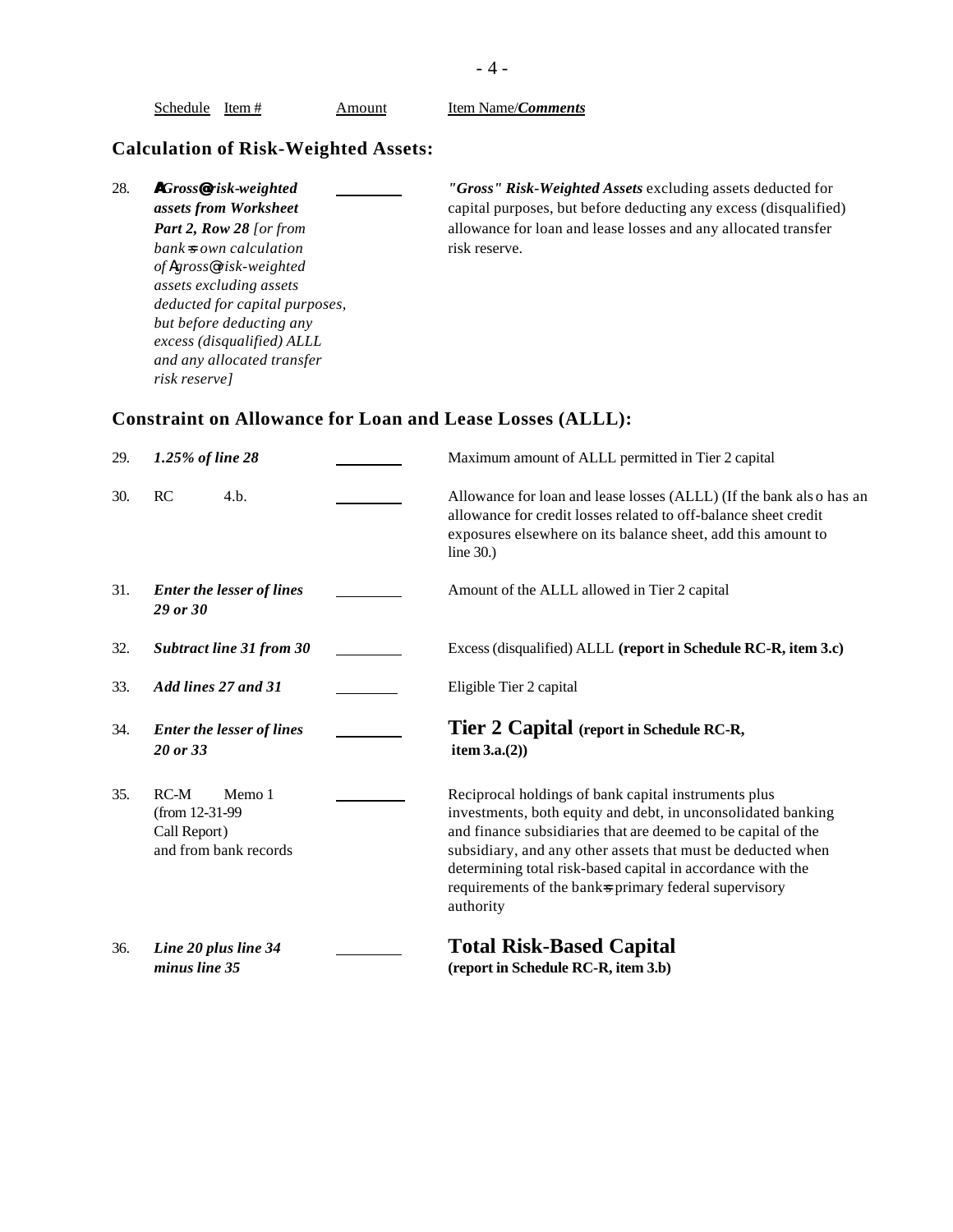| Schedule | Item # | Amount | Item Name/***Comments*** |
|---|---|---|---|

## Calculation of Risk-Weighted Assets:

| | Schedule / Item # | Amount | Item Name/Comments |
|---|---|---|---|
| 28. | ***"Gross" risk-weighted assets from Worksheet Part 2, Row 28*** *[or from bank's own calculation of "gross" risk-weighted assets excluding assets deducted for capital purposes, but before deducting any excess (disqualified) ALLL and any allocated transfer risk reserve]* | ________ | ***"Gross" Risk-Weighted Assets*** excluding assets deducted for capital purposes, but before deducting any excess (disqualified) allowance for loan and lease losses and any allocated transfer risk reserve. |

## Constraint on Allowance for Loan and Lease Losses (ALLL):

| | Schedule / Item # | Amount | Item Name/Comments |
|---|---|---|---|
| 29. | ***1.25% of line 28*** | ________ | Maximum amount of ALLL permitted in Tier 2 capital |
| 30. | RC 4.b. | ________ | Allowance for loan and lease losses (ALLL) (If the bank also has an allowance for credit losses related to off-balance sheet credit exposures elsewhere on its balance sheet, add this amount to line 30.) |
| 31. | ***Enter the lesser of lines 29 or 30*** | ________ | Amount of the ALLL allowed in Tier 2 capital |
| 32. | ***Subtract line 31 from 30*** | ________ | Excess (disqualified) ALLL **(report in Schedule RC-R, item 3.c)** |
| 33. | ***Add lines 27 and 31*** | ________ | Eligible Tier 2 capital |
| 34. | ***Enter the lesser of lines 20 or 33*** | ________ | **Tier 2 Capital (report in Schedule RC-R, item 3.a.(2))** |
| 35. | RC-M Memo 1 (from 12-31-99 Call Report) and from bank records | ________ | Reciprocal holdings of bank capital instruments plus investments, both equity and debt, in unconsolidated banking and finance subsidiaries that are deemed to be capital of the subsidiary, and any other assets that must be deducted when determining total risk-based capital in accordance with the requirements of the bank's primary federal supervisory authority |
| 36. | ***Line 20 plus line 34 minus line 35*** | ________ | **Total Risk-Based Capital (report in Schedule RC-R, item 3.b)** |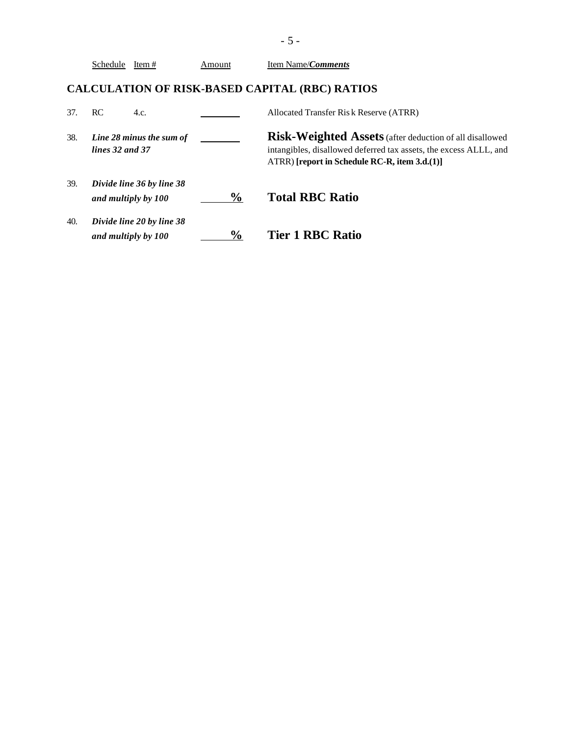| | Schedule | Item # | Amount | Item Name/***Comments*** |
|---|---|---|---|---|
| | | | | |

## CALCULATION OF RISK-BASED CAPITAL (RBC) RATIOS

| | | | | |
|---|---|---|---|---|
| 37. | RC | 4.c. | ________ | Allocated Transfer Risk Reserve (ATRR) |
| 38. | ***Line 28 minus the sum of lines 32 and 37*** | | ________ | **Risk-Weighted Assets** (after deduction of all disallowed intangibles, disallowed deferred tax assets, the excess ALLL, and ATRR) **[report in Schedule RC-R, item 3.d.(1)]** |
| 39. | ***Divide line 36 by line 38 and multiply by 100*** | | ______**%** | **Total RBC Ratio** |
| 40. | ***Divide line 20 by line 38 and multiply by 100*** | | ______**%** | **Tier 1 RBC Ratio** |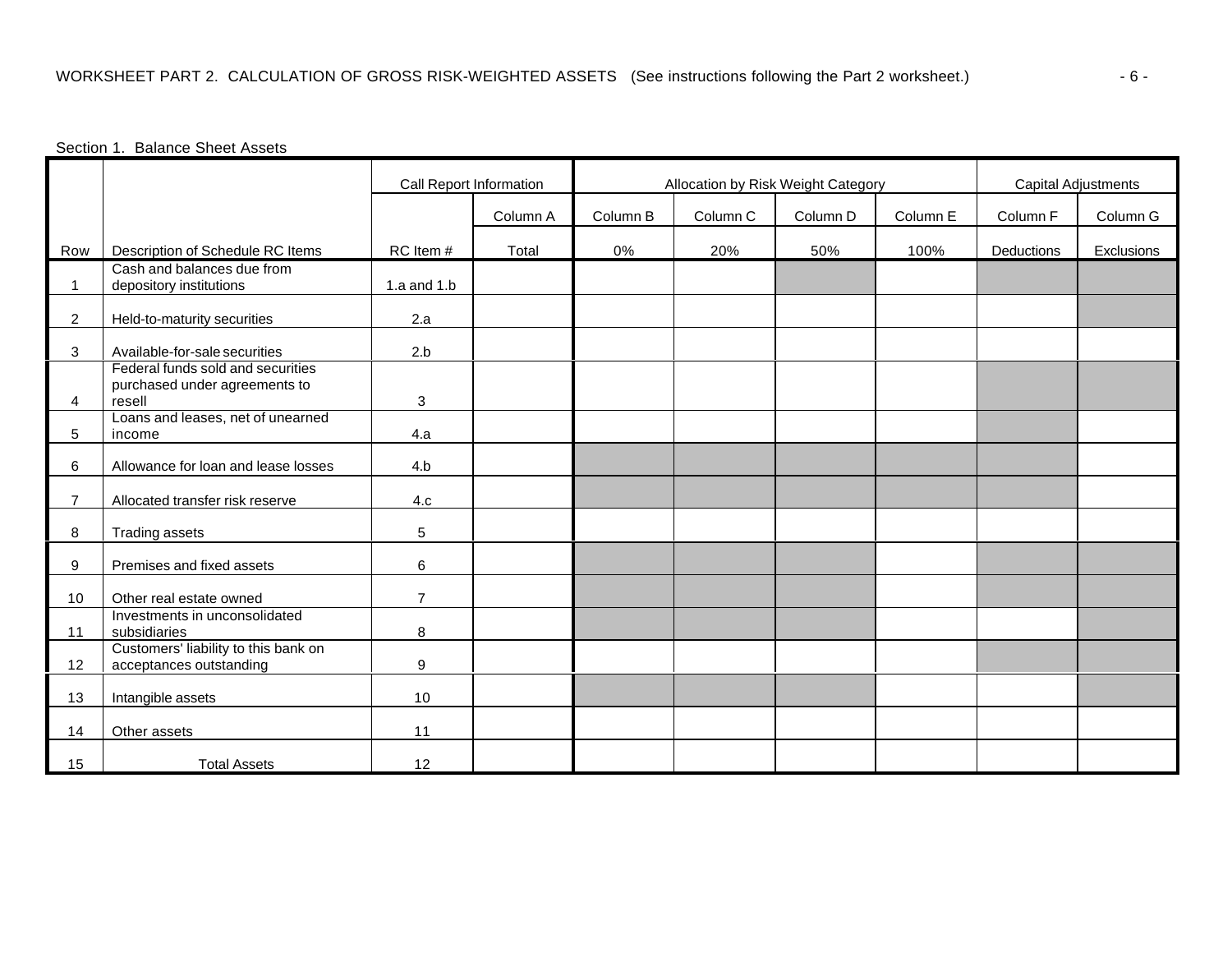WORKSHEET PART 2. CALCULATION OF GROSS RISK-WEIGHTED ASSETS (See instructions following the Part 2 worksheet.)

Section 1. Balance Sheet Assets

| | | Call Report Information | | Allocation by Risk Weight Category | | | | Capital Adjustments | |
|---|---|---|---|---|---|---|---|---|---|
| | | | Column A | Column B | Column C | Column D | Column E | Column F | Column G |
| Row | Description of Schedule RC Items | RC Item # | Total | 0% | 20% | 50% | 100% | Deductions | Exclusions |
| 1 | Cash and balances due from depository institutions | 1.a and 1.b | | | | | | | |
| 2 | Held-to-maturity securities | 2.a | | | | | | | |
| 3 | Available-for-sale securities | 2.b | | | | | | | |
| 4 | Federal funds sold and securities purchased under agreements to resell | 3 | | | | | | | |
| 5 | Loans and leases, net of unearned income | 4.a | | | | | | | |
| 6 | Allowance for loan and lease losses | 4.b | | | | | | | |
| 7 | Allocated transfer risk reserve | 4.c | | | | | | | |
| 8 | Trading assets | 5 | | | | | | | |
| 9 | Premises and fixed assets | 6 | | | | | | | |
| 10 | Other real estate owned | 7 | | | | | | | |
| 11 | Investments in unconsolidated subsidiaries | 8 | | | | | | | |
| 12 | Customers' liability to this bank on acceptances outstanding | 9 | | | | | | | |
| 13 | Intangible assets | 10 | | | | | | | |
| 14 | Other assets | 11 | | | | | | | |
| 15 | Total Assets | 12 | | | | | | | |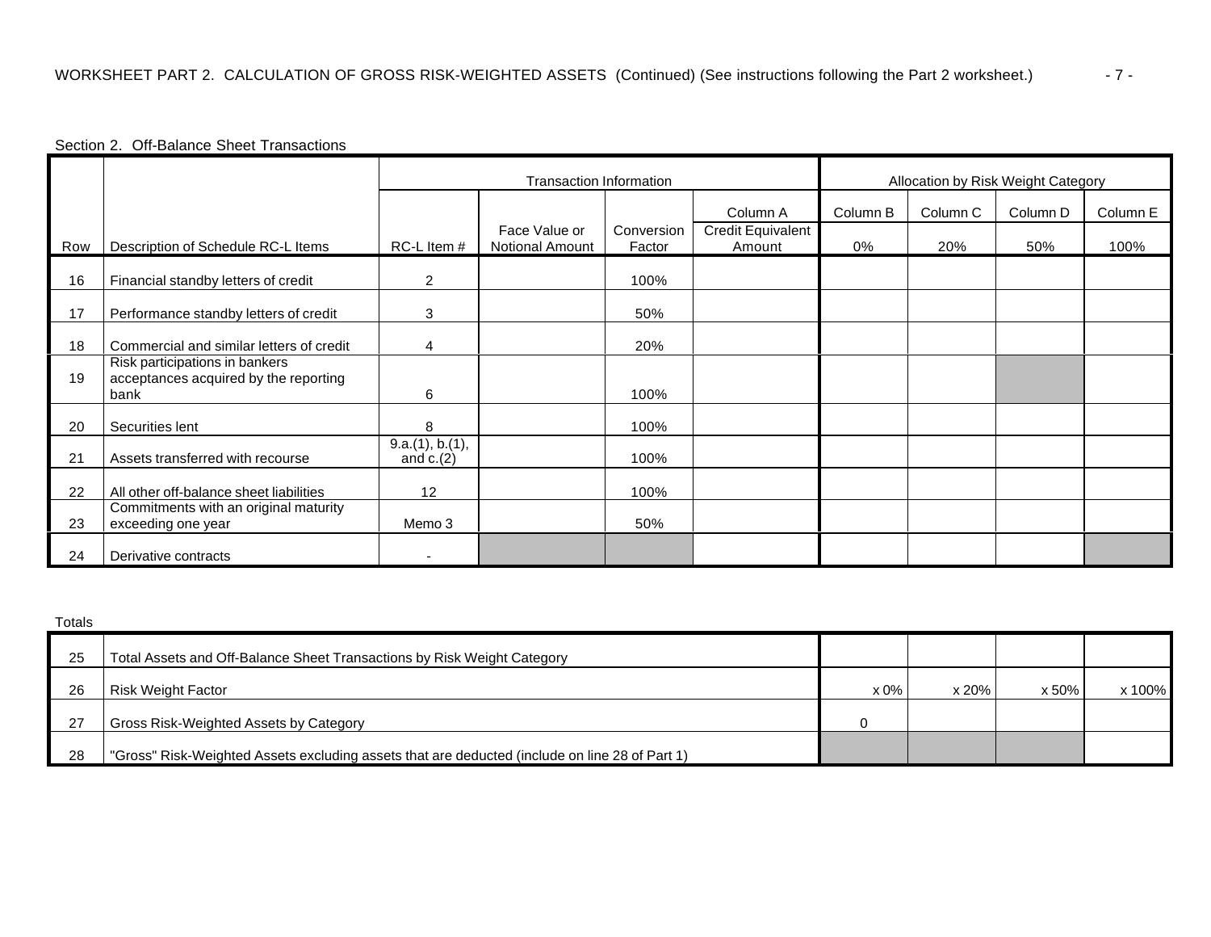WORKSHEET PART 2. CALCULATION OF GROSS RISK-WEIGHTED ASSETS (Continued) (See instructions following the Part 2 worksheet.)

Section 2. Off-Balance Sheet Transactions

| | | Transaction Information | | | | Allocation by Risk Weight Category | | | |
|---|---|---|---|---|---|---|---|---|---|
| | | | | | Column A | Column B | Column C | Column D | Column E |
| Row | Description of Schedule RC-L Items | RC-L Item # | Face Value or Notional Amount | Conversion Factor | Credit Equivalent Amount | 0% | 20% | 50% | 100% |
| 16 | Financial standby letters of credit | 2 | | 100% | | | | | |
| 17 | Performance standby letters of credit | 3 | | 50% | | | | | |
| 18 | Commercial and similar letters of credit | 4 | | 20% | | | | | |
| 19 | Risk participations in bankers acceptances acquired by the reporting bank | 6 | | 100% | | | | | |
| 20 | Securities lent | 8 | | 100% | | | | | |
| 21 | Assets transferred with recourse | 9.a.(1), b.(1), and c.(2) | | 100% | | | | | |
| 22 | All other off-balance sheet liabilities | 12 | | 100% | | | | | |
| 23 | Commitments with an original maturity exceeding one year | Memo 3 | | 50% | | | | | |
| 24 | Derivative contracts | - | | | | | | | |

Totals

| Row | Description | 0% | 20% | 50% | 100% |
|---|---|---|---|---|---|
| 25 | Total Assets and Off-Balance Sheet Transactions by Risk Weight Category | | | | |
| 26 | Risk Weight Factor | x 0% | x 20% | x 50% | x 100% |
| 27 | Gross Risk-Weighted Assets by Category | 0 | | | |
| 28 | "Gross" Risk-Weighted Assets excluding assets that are deducted (include on line 28 of Part 1) | | | | |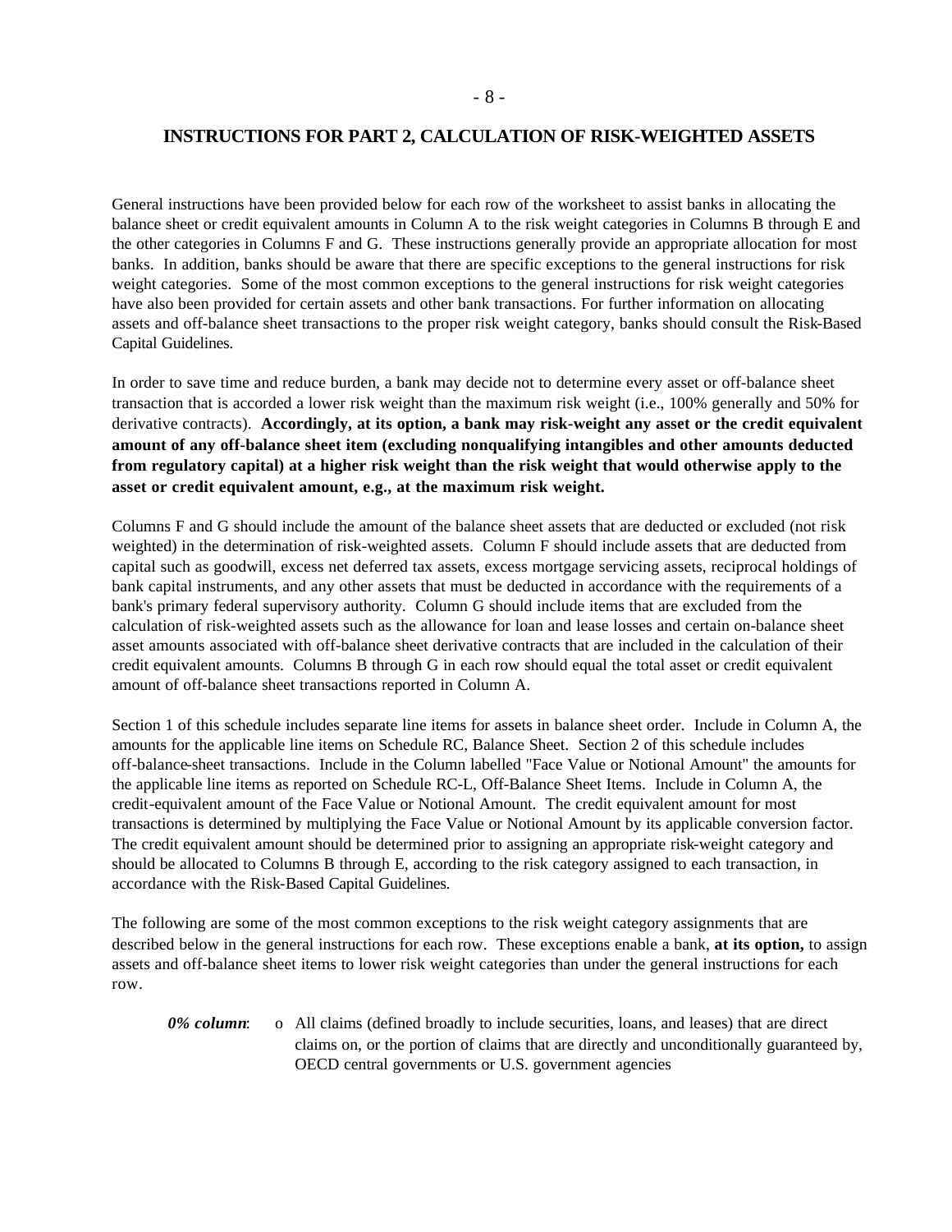## INSTRUCTIONS FOR PART 2, CALCULATION OF RISK-WEIGHTED ASSETS

General instructions have been provided below for each row of the worksheet to assist banks in allocating the balance sheet or credit equivalent amounts in Column A to the risk weight categories in Columns B through E and the other categories in Columns F and G. These instructions generally provide an appropriate allocation for most banks. In addition, banks should be aware that there are specific exceptions to the general instructions for risk weight categories. Some of the most common exceptions to the general instructions for risk weight categories have also been provided for certain assets and other bank transactions. For further information on allocating assets and off-balance sheet transactions to the proper risk weight category, banks should consult the Risk-Based Capital Guidelines.

In order to save time and reduce burden, a bank may decide not to determine every asset or off-balance sheet transaction that is accorded a lower risk weight than the maximum risk weight (i.e., 100% generally and 50% for derivative contracts). **Accordingly, at its option, a bank may risk-weight any asset or the credit equivalent amount of any off-balance sheet item (excluding nonqualifying intangibles and other amounts deducted from regulatory capital) at a higher risk weight than the risk weight that would otherwise apply to the asset or credit equivalent amount, e.g., at the maximum risk weight.**

Columns F and G should include the amount of the balance sheet assets that are deducted or excluded (not risk weighted) in the determination of risk-weighted assets. Column F should include assets that are deducted from capital such as goodwill, excess net deferred tax assets, excess mortgage servicing assets, reciprocal holdings of bank capital instruments, and any other assets that must be deducted in accordance with the requirements of a bank's primary federal supervisory authority. Column G should include items that are excluded from the calculation of risk-weighted assets such as the allowance for loan and lease losses and certain on-balance sheet asset amounts associated with off-balance sheet derivative contracts that are included in the calculation of their credit equivalent amounts. Columns B through G in each row should equal the total asset or credit equivalent amount of off-balance sheet transactions reported in Column A.

Section 1 of this schedule includes separate line items for assets in balance sheet order. Include in Column A, the amounts for the applicable line items on Schedule RC, Balance Sheet. Section 2 of this schedule includes off-balance-sheet transactions. Include in the Column labelled "Face Value or Notional Amount" the amounts for the applicable line items as reported on Schedule RC-L, Off-Balance Sheet Items. Include in Column A, the credit-equivalent amount of the Face Value or Notional Amount. The credit equivalent amount for most transactions is determined by multiplying the Face Value or Notional Amount by its applicable conversion factor. The credit equivalent amount should be determined prior to assigning an appropriate risk-weight category and should be allocated to Columns B through E, according to the risk category assigned to each transaction, in accordance with the Risk-Based Capital Guidelines.

The following are some of the most common exceptions to the risk weight category assignments that are described below in the general instructions for each row. These exceptions enable a bank, **at its option,** to assign assets and off-balance sheet items to lower risk weight categories than under the general instructions for each row.

***0% column*:**

- All claims (defined broadly to include securities, loans, and leases) that are direct claims on, or the portion of claims that are directly and unconditionally guaranteed by, OECD central governments or U.S. government agencies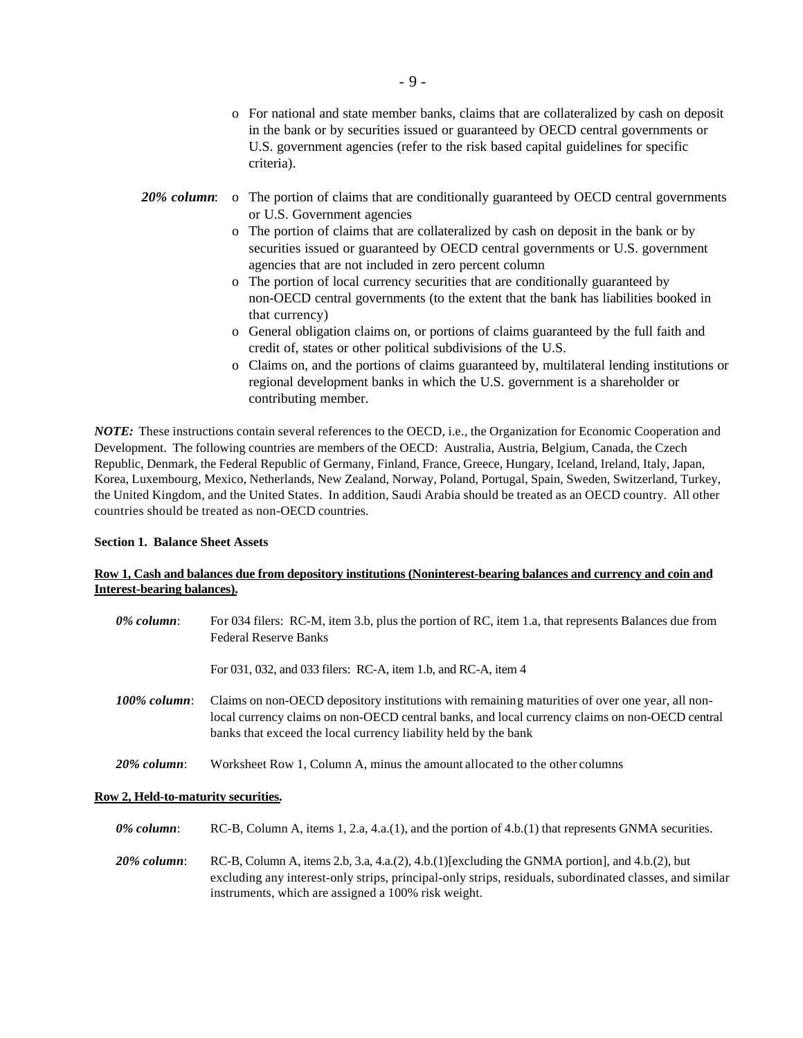- For national and state member banks, claims that are collateralized by cash on deposit in the bank or by securities issued or guaranteed by OECD central governments or U.S. government agencies (refer to the risk based capital guidelines for specific criteria).

***20% column***:
- The portion of claims that are conditionally guaranteed by OECD central governments or U.S. Government agencies
- The portion of claims that are collateralized by cash on deposit in the bank or by securities issued or guaranteed by OECD central governments or U.S. government agencies that are not included in zero percent column
- The portion of local currency securities that are conditionally guaranteed by non-OECD central governments (to the extent that the bank has liabilities booked in that currency)
- General obligation claims on, or portions of claims guaranteed by the full faith and credit of, states or other political subdivisions of the U.S.
- Claims on, and the portions of claims guaranteed by, multilateral lending institutions or regional development banks in which the U.S. government is a shareholder or contributing member.

***NOTE:*** These instructions contain several references to the OECD, i.e., the Organization for Economic Cooperation and Development. The following countries are members of the OECD: Australia, Austria, Belgium, Canada, the Czech Republic, Denmark, the Federal Republic of Germany, Finland, France, Greece, Hungary, Iceland, Ireland, Italy, Japan, Korea, Luxembourg, Mexico, Netherlands, New Zealand, Norway, Poland, Portugal, Spain, Sweden, Switzerland, Turkey, the United Kingdom, and the United States. In addition, Saudi Arabia should be treated as an OECD country. All other countries should be treated as non-OECD countries.

**Section 1. Balance Sheet Assets**

**Row 1, Cash and balances due from depository institutions (Noninterest-bearing balances and currency and coin and Interest-bearing balances).**

***0% column***: For 034 filers: RC-M, item 3.b, plus the portion of RC, item 1.a, that represents Balances due from Federal Reserve Banks

For 031, 032, and 033 filers: RC-A, item 1.b, and RC-A, item 4

***100% column***: Claims on non-OECD depository institutions with remaining maturities of over one year, all non-local currency claims on non-OECD central banks, and local currency claims on non-OECD central banks that exceed the local currency liability held by the bank

***20% column***: Worksheet Row 1, Column A, minus the amount allocated to the other columns

**Row 2, Held-to-maturity securities.**

***0% column***: RC-B, Column A, items 1, 2.a, 4.a.(1), and the portion of 4.b.(1) that represents GNMA securities.

***20% column***: RC-B, Column A, items 2.b, 3.a, 4.a.(2), 4.b.(1)[excluding the GNMA portion], and 4.b.(2), but excluding any interest-only strips, principal-only strips, residuals, subordinated classes, and similar instruments, which are assigned a 100% risk weight.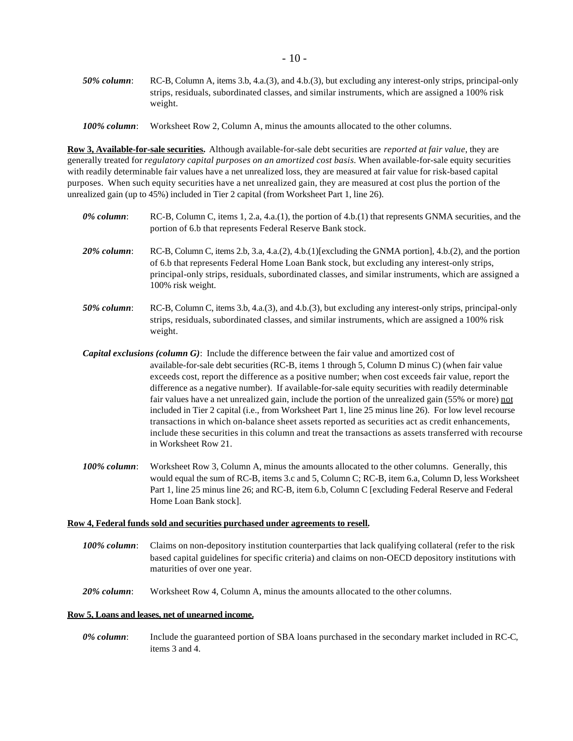*50% column*: RC-B, Column A, items 3.b, 4.a.(3), and 4.b.(3), but excluding any interest-only strips, principal-only strips, residuals, subordinated classes, and similar instruments, which are assigned a 100% risk weight.

*100% column*: Worksheet Row 2, Column A, minus the amounts allocated to the other columns.

**Row 3, Available-for-sale securities.** Although available-for-sale debt securities are *reported at fair value*, they are generally treated for *regulatory capital purposes on an amortized cost basis.* When available-for-sale equity securities with readily determinable fair values have a net unrealized loss, they are measured at fair value for risk-based capital purposes. When such equity securities have a net unrealized gain, they are measured at cost plus the portion of the unrealized gain (up to 45%) included in Tier 2 capital (from Worksheet Part 1, line 26).

*0% column*: RC-B, Column C, items 1, 2.a, 4.a.(1), the portion of 4.b.(1) that represents GNMA securities, and the portion of 6.b that represents Federal Reserve Bank stock.

*20% column*: RC-B, Column C, items 2.b, 3.a, 4.a.(2), 4.b.(1)[excluding the GNMA portion], 4.b.(2), and the portion of 6.b that represents Federal Home Loan Bank stock, but excluding any interest-only strips, principal-only strips, residuals, subordinated classes, and similar instruments, which are assigned a 100% risk weight.

*50% column*: RC-B, Column C, items 3.b, 4.a.(3), and 4.b.(3), but excluding any interest-only strips, principal-only strips, residuals, subordinated classes, and similar instruments, which are assigned a 100% risk weight.

***Capital exclusions (column G)***: Include the difference between the fair value and amortized cost of available-for-sale debt securities (RC-B, items 1 through 5, Column D minus C) (when fair value exceeds cost, report the difference as a positive number; when cost exceeds fair value, report the difference as a negative number). If available-for-sale equity securities with readily determinable fair values have a net unrealized gain, include the portion of the unrealized gain (55% or more) not included in Tier 2 capital (i.e., from Worksheet Part 1, line 25 minus line 26). For low level recourse transactions in which on-balance sheet assets reported as securities act as credit enhancements, include these securities in this column and treat the transactions as assets transferred with recourse in Worksheet Row 21.

*100% column*: Worksheet Row 3, Column A, minus the amounts allocated to the other columns. Generally, this would equal the sum of RC-B, items 3.c and 5, Column C; RC-B, item 6.a, Column D, less Worksheet Part 1, line 25 minus line 26; and RC-B, item 6.b, Column C [excluding Federal Reserve and Federal Home Loan Bank stock].

**Row 4, Federal funds sold and securities purchased under agreements to resell.**

*100% column*: Claims on non-depository institution counterparties that lack qualifying collateral (refer to the risk based capital guidelines for specific criteria) and claims on non-OECD depository institutions with maturities of over one year.

*20% column*: Worksheet Row 4, Column A, minus the amounts allocated to the other columns.

**Row 5, Loans and leases, net of unearned income.**

*0% column*: Include the guaranteed portion of SBA loans purchased in the secondary market included in RC-C, items 3 and 4.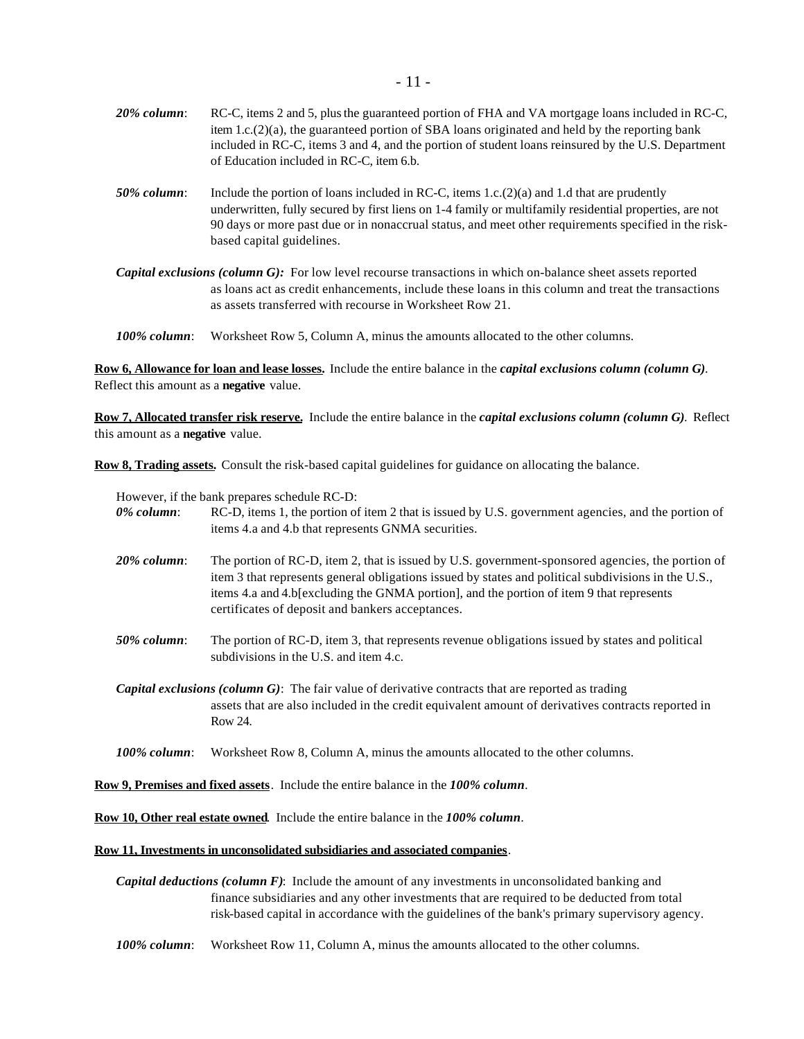***20% column***: RC-C, items 2 and 5, plus the guaranteed portion of FHA and VA mortgage loans included in RC-C, item 1.c.(2)(a), the guaranteed portion of SBA loans originated and held by the reporting bank included in RC-C, items 3 and 4, and the portion of student loans reinsured by the U.S. Department of Education included in RC-C, item 6.b.

***50% column***: Include the portion of loans included in RC-C, items 1.c.(2)(a) and 1.d that are prudently underwritten, fully secured by first liens on 1-4 family or multifamily residential properties, are not 90 days or more past due or in nonaccrual status, and meet other requirements specified in the risk-based capital guidelines.

***Capital exclusions (column G):*** For low level recourse transactions in which on-balance sheet assets reported as loans act as credit enhancements, include these loans in this column and treat the transactions as assets transferred with recourse in Worksheet Row 21.

***100% column***: Worksheet Row 5, Column A, minus the amounts allocated to the other columns.

**Row 6, Allowance for loan and lease losses.** Include the entire balance in the ***capital exclusions column (column G)***. Reflect this amount as a **negative** value.

**Row 7, Allocated transfer risk reserve.** Include the entire balance in the ***capital exclusions column (column G)***. Reflect this amount as a **negative** value.

**Row 8, Trading assets.** Consult the risk-based capital guidelines for guidance on allocating the balance.

However, if the bank prepares schedule RC-D:

***0% column***: RC-D, items 1, the portion of item 2 that is issued by U.S. government agencies, and the portion of items 4.a and 4.b that represents GNMA securities.

***20% column***: The portion of RC-D, item 2, that is issued by U.S. government-sponsored agencies, the portion of item 3 that represents general obligations issued by states and political subdivisions in the U.S., items 4.a and 4.b[excluding the GNMA portion], and the portion of item 9 that represents certificates of deposit and bankers acceptances.

***50% column***: The portion of RC-D, item 3, that represents revenue obligations issued by states and political subdivisions in the U.S. and item 4.c.

***Capital exclusions (column G)***: The fair value of derivative contracts that are reported as trading assets that are also included in the credit equivalent amount of derivatives contracts reported in Row 24.

***100% column***: Worksheet Row 8, Column A, minus the amounts allocated to the other columns.

**Row 9, Premises and fixed assets**. Include the entire balance in the ***100% column***.

**Row 10, Other real estate owned**. Include the entire balance in the ***100% column***.

**Row 11, Investments in unconsolidated subsidiaries and associated companies**.

***Capital deductions (column F)***: Include the amount of any investments in unconsolidated banking and finance subsidiaries and any other investments that are required to be deducted from total risk-based capital in accordance with the guidelines of the bank's primary supervisory agency.

***100% column***: Worksheet Row 11, Column A, minus the amounts allocated to the other columns.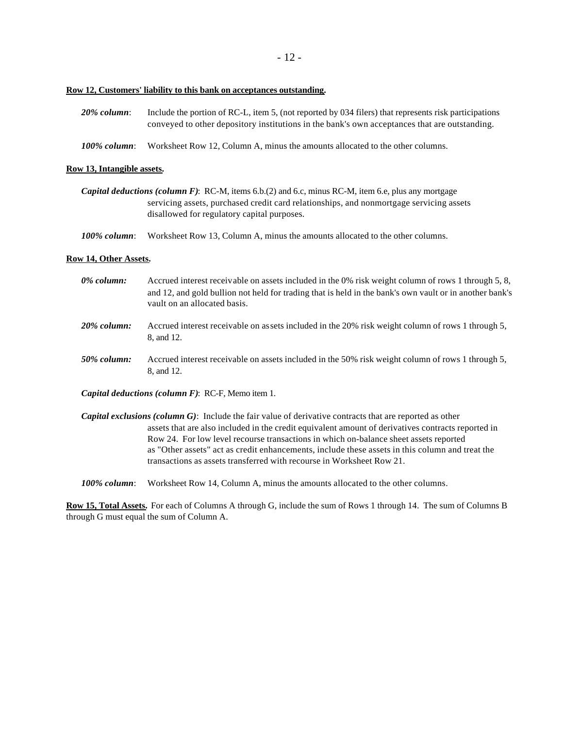**Row 12, Customers' liability to this bank on acceptances outstanding.**

*20% column*: Include the portion of RC-L, item 5, (not reported by 034 filers) that represents risk participations conveyed to other depository institutions in the bank's own acceptances that are outstanding.

*100% column*: Worksheet Row 12, Column A, minus the amounts allocated to the other columns.

**Row 13, Intangible assets.**

*Capital deductions (column F)*: RC-M, items 6.b.(2) and 6.c, minus RC-M, item 6.e, plus any mortgage servicing assets, purchased credit card relationships, and nonmortgage servicing assets disallowed for regulatory capital purposes.

*100% column*: Worksheet Row 13, Column A, minus the amounts allocated to the other columns.

**Row 14, Other Assets.**

*0% column:* Accrued interest receivable on assets included in the 0% risk weight column of rows 1 through 5, 8, and 12, and gold bullion not held for trading that is held in the bank's own vault or in another bank's vault on an allocated basis.

*20% column:* Accrued interest receivable on assets included in the 20% risk weight column of rows 1 through 5, 8, and 12.

*50% column:* Accrued interest receivable on assets included in the 50% risk weight column of rows 1 through 5, 8, and 12.

*Capital deductions (column F)*: RC-F, Memo item 1.

*Capital exclusions (column G)*: Include the fair value of derivative contracts that are reported as other assets that are also included in the credit equivalent amount of derivatives contracts reported in Row 24. For low level recourse transactions in which on-balance sheet assets reported as "Other assets" act as credit enhancements, include these assets in this column and treat the transactions as assets transferred with recourse in Worksheet Row 21.

*100% column*: Worksheet Row 14, Column A, minus the amounts allocated to the other columns.

**Row 15, Total Assets.** For each of Columns A through G, include the sum of Rows 1 through 14. The sum of Columns B through G must equal the sum of Column A.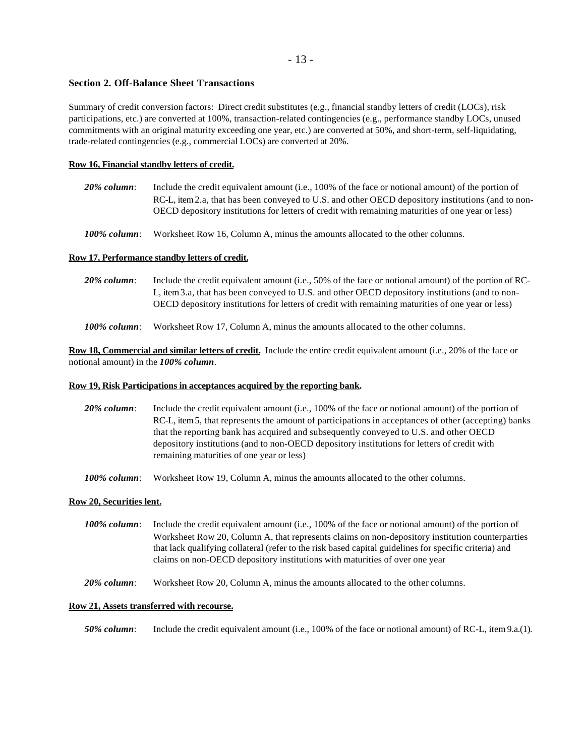### Section 2. Off-Balance Sheet Transactions

Summary of credit conversion factors: Direct credit substitutes (e.g., financial standby letters of credit (LOCs), risk participations, etc.) are converted at 100%, transaction-related contingencies (e.g., performance standby LOCs, unused commitments with an original maturity exceeding one year, etc.) are converted at 50%, and short-term, self-liquidating, trade-related contingencies (e.g., commercial LOCs) are converted at 20%.

**Row 16, Financial standby letters of credit.**

*20% column*: Include the credit equivalent amount (i.e., 100% of the face or notional amount) of the portion of RC-L, item 2.a, that has been conveyed to U.S. and other OECD depository institutions (and to non-OECD depository institutions for letters of credit with remaining maturities of one year or less)

*100% column*: Worksheet Row 16, Column A, minus the amounts allocated to the other columns.

**Row 17, Performance standby letters of credit.**

*20% column*: Include the credit equivalent amount (i.e., 50% of the face or notional amount) of the portion of RC-L, item 3.a, that has been conveyed to U.S. and other OECD depository institutions (and to non-OECD depository institutions for letters of credit with remaining maturities of one year or less)

*100% column*: Worksheet Row 17, Column A, minus the amounts allocated to the other columns.

**Row 18, Commercial and similar letters of credit.** Include the entire credit equivalent amount (i.e., 20% of the face or notional amount) in the ***100% column***.

**Row 19, Risk Participations in acceptances acquired by the reporting bank.**

*20% column*: Include the credit equivalent amount (i.e., 100% of the face or notional amount) of the portion of RC-L, item 5, that represents the amount of participations in acceptances of other (accepting) banks that the reporting bank has acquired and subsequently conveyed to U.S. and other OECD depository institutions (and to non-OECD depository institutions for letters of credit with remaining maturities of one year or less)

*100% column*: Worksheet Row 19, Column A, minus the amounts allocated to the other columns.

**Row 20, Securities lent.**

*100% column*: Include the credit equivalent amount (i.e., 100% of the face or notional amount) of the portion of Worksheet Row 20, Column A, that represents claims on non-depository institution counterparties that lack qualifying collateral (refer to the risk based capital guidelines for specific criteria) and claims on non-OECD depository institutions with maturities of over one year

*20% column*: Worksheet Row 20, Column A, minus the amounts allocated to the other columns.

**Row 21, Assets transferred with recourse.**

*50% column*: Include the credit equivalent amount (i.e., 100% of the face or notional amount) of RC-L, item 9.a.(1).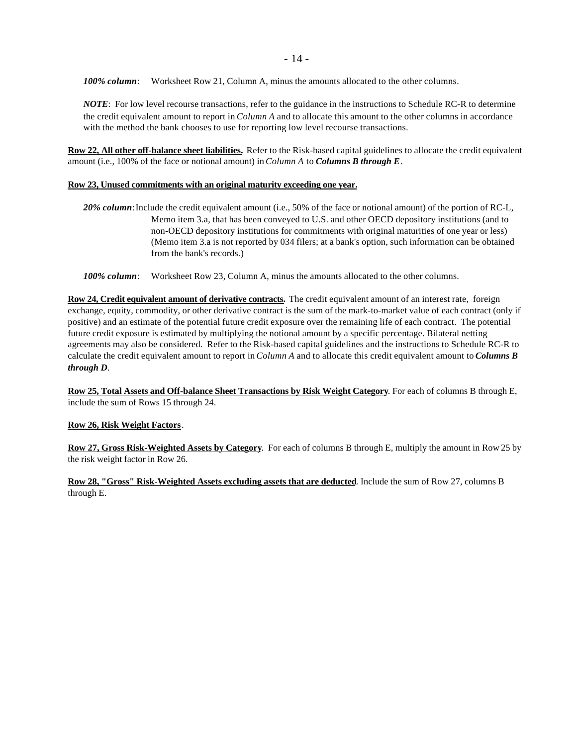***100% column***: Worksheet Row 21, Column A, minus the amounts allocated to the other columns.

***NOTE***: For low level recourse transactions, refer to the guidance in the instructions to Schedule RC-R to determine the credit equivalent amount to report in *Column A* and to allocate this amount to the other columns in accordance with the method the bank chooses to use for reporting low level recourse transactions.

**Row 22, All other off-balance sheet liabilities.** Refer to the Risk-based capital guidelines to allocate the credit equivalent amount (i.e., 100% of the face or notional amount) in *Column A* to ***Columns B through E***.

**Row 23, Unused commitments with an original maturity exceeding one year.**

***20% column***: Include the credit equivalent amount (i.e., 50% of the face or notional amount) of the portion of RC-L, Memo item 3.a, that has been conveyed to U.S. and other OECD depository institutions (and to non-OECD depository institutions for commitments with original maturities of one year or less) (Memo item 3.a is not reported by 034 filers; at a bank's option, such information can be obtained from the bank's records.)

***100% column***: Worksheet Row 23, Column A, minus the amounts allocated to the other columns.

**Row 24, Credit equivalent amount of derivative contracts.** The credit equivalent amount of an interest rate, foreign exchange, equity, commodity, or other derivative contract is the sum of the mark-to-market value of each contract (only if positive) and an estimate of the potential future credit exposure over the remaining life of each contract. The potential future credit exposure is estimated by multiplying the notional amount by a specific percentage. Bilateral netting agreements may also be considered. Refer to the Risk-based capital guidelines and the instructions to Schedule RC-R to calculate the credit equivalent amount to report in *Column A* and to allocate this credit equivalent amount to ***Columns B through D***.

**Row 25, Total Assets and Off-balance Sheet Transactions by Risk Weight Category**. For each of columns B through E, include the sum of Rows 15 through 24.

**Row 26, Risk Weight Factors**.

**Row 27, Gross Risk-Weighted Assets by Category**. For each of columns B through E, multiply the amount in Row 25 by the risk weight factor in Row 26.

**Row 28, "Gross" Risk-Weighted Assets excluding assets that are deducted**. Include the sum of Row 27, columns B through E.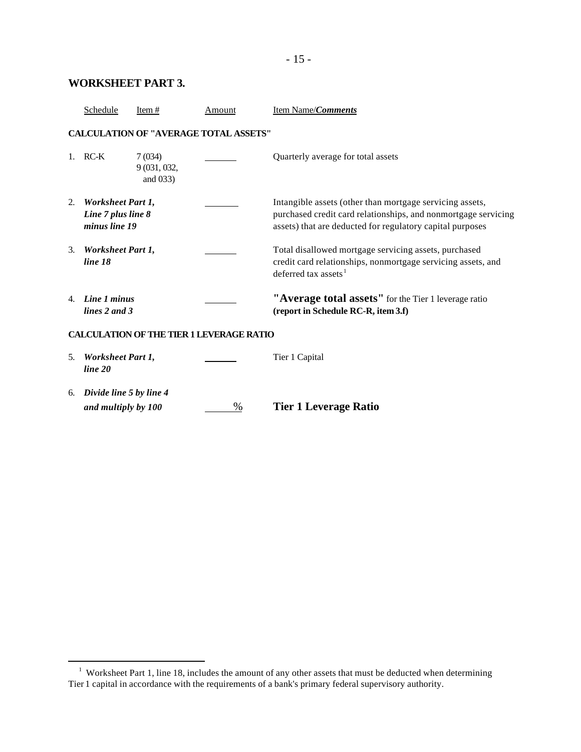## WORKSHEET PART 3.

| | Schedule | Item # | Amount | Item Name/***Comments*** |
|---|---|---|---|---|
| | **CALCULATION OF "AVERAGE TOTAL ASSETS"** | | | |
| 1. | RC-K | 7 (034)<br>9 (031, 032, and 033) | _______ | Quarterly average for total assets |
| 2. | ***Worksheet Part 1, Line 7 plus line 8 minus line 19*** | | _______ | Intangible assets (other than mortgage servicing assets, purchased credit card relationships, and nonmortgage servicing assets) that are deducted for regulatory capital purposes |
| 3. | ***Worksheet Part 1, line 18*** | | _______ | Total disallowed mortgage servicing assets, purchased credit card relationships, nonmortgage servicing assets, and deferred tax assets[1] |
| 4. | ***Line 1 minus lines 2 and 3*** | | _______ | **"Average total assets"** for the Tier 1 leverage ratio **(report in Schedule RC-R, item 3.f)** |
| | **CALCULATION OF THE TIER 1 LEVERAGE RATIO** | | | |
| 5. | ***Worksheet Part 1, line 20*** | | _______ | Tier 1 Capital |
| 6. | ***Divide line 5 by line 4 and multiply by 100*** | | _______% | **Tier 1 Leverage Ratio** |

[1] Worksheet Part 1, line 18, includes the amount of any other assets that must be deducted when determining Tier 1 capital in accordance with the requirements of a bank's primary federal supervisory authority.